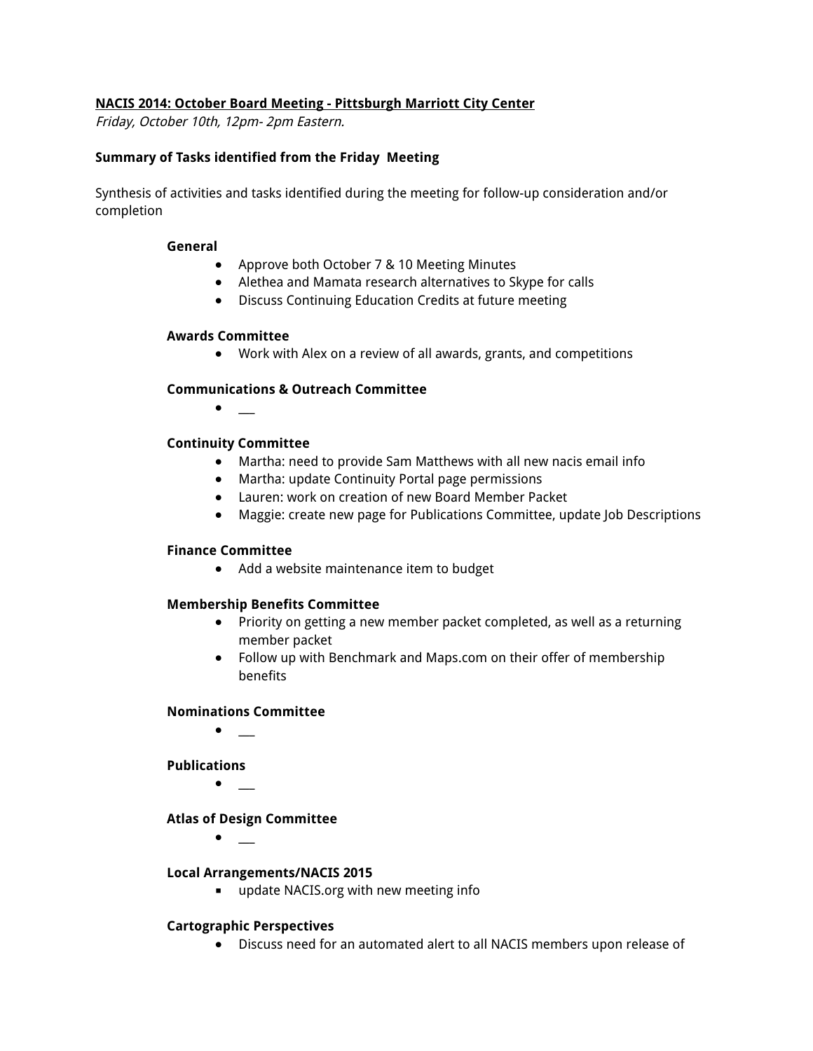**NACIS 2014: October Board Meeting - Pittsburgh Marriott City Center**

*Friday, October 10th, 12pm- 2pm Eastern.*

**Summary of Tasks identified from the Friday Meeting**

Synthesis of activities and tasks identified during the meeting for follow-up consideration and/or completion

**General**

- Approve both October 7 & 10 Meeting Minutes
- Alethea and Mamata research alternatives to Skype for calls
- Discuss Continuing Education Credits at future meeting

**Awards Committee**

- Work with Alex on a review of all awards, grants, and competitions

**Communications & Outreach Committee**

- ___

**Continuity Committee**

- Martha: need to provide Sam Matthews with all new nacis email info
- Martha: update Continuity Portal page permissions
- Lauren: work on creation of new Board Member Packet
- Maggie: create new page for Publications Committee, update Job Descriptions

**Finance Committee**

- Add a website maintenance item to budget

**Membership Benefits Committee**

- Priority on getting a new member packet completed, as well as a returning member packet
- Follow up with Benchmark and Maps.com on their offer of membership benefits

**Nominations Committee**

- ___

**Publications**

- ___

**Atlas of Design Committee**

- ___

**Local Arrangements/NACIS 2015**

- update NACIS.org with new meeting info

**Cartographic Perspectives**

- Discuss need for an automated alert to all NACIS members upon release of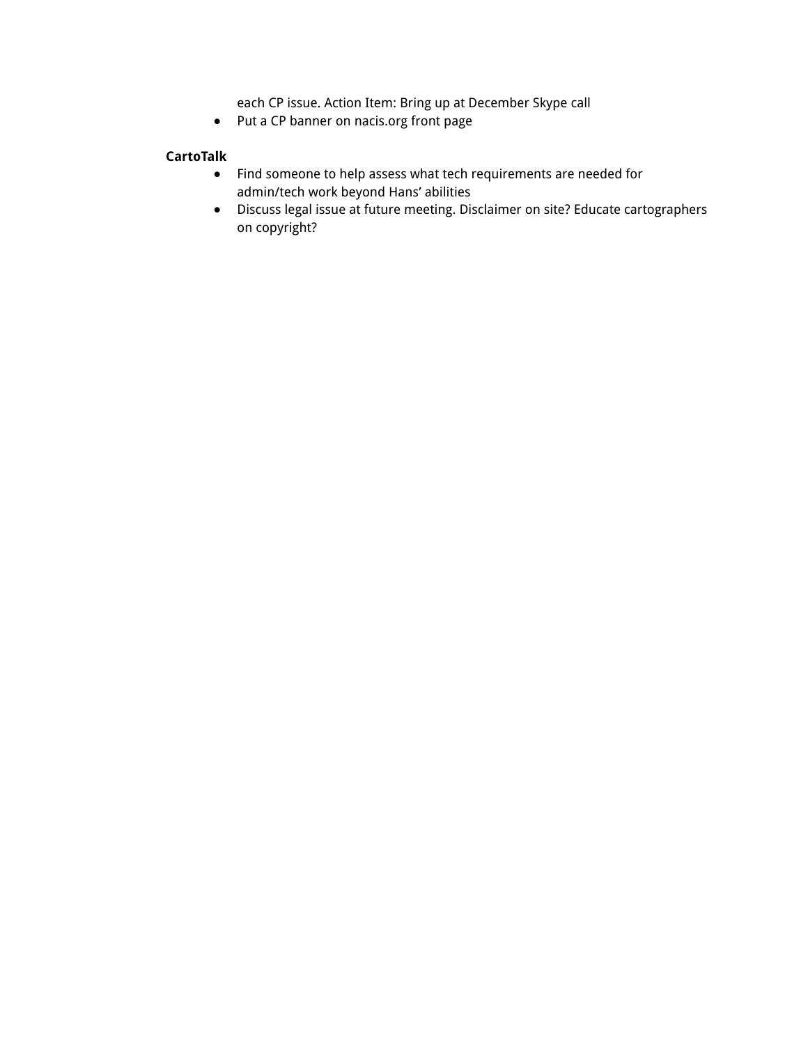each CP issue. Action Item: Bring up at December Skype call

- Put a CP banner on nacis.org front page

**CartoTalk**

- Find someone to help assess what tech requirements are needed for admin/tech work beyond Hans' abilities
- Discuss legal issue at future meeting. Disclaimer on site? Educate cartographers on copyright?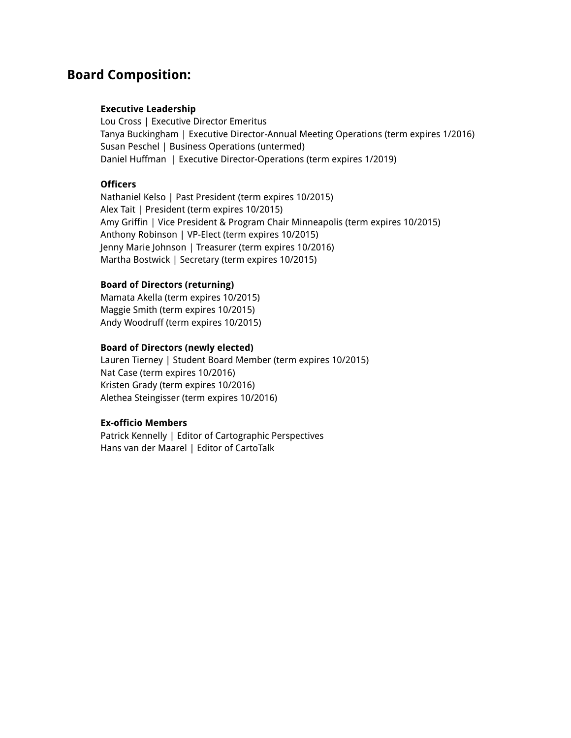## Board Composition:

**Executive Leadership**
Lou Cross | Executive Director Emeritus
Tanya Buckingham | Executive Director-Annual Meeting Operations (term expires 1/2016)
Susan Peschel | Business Operations (untermed)
Daniel Huffman | Executive Director-Operations (term expires 1/2019)

**Officers**
Nathaniel Kelso | Past President (term expires 10/2015)
Alex Tait | President (term expires 10/2015)
Amy Griffin | Vice President & Program Chair Minneapolis (term expires 10/2015)
Anthony Robinson | VP-Elect (term expires 10/2015)
Jenny Marie Johnson | Treasurer (term expires 10/2016)
Martha Bostwick | Secretary (term expires 10/2015)

**Board of Directors (returning)**
Mamata Akella (term expires 10/2015)
Maggie Smith (term expires 10/2015)
Andy Woodruff (term expires 10/2015)

**Board of Directors (newly elected)**
Lauren Tierney | Student Board Member (term expires 10/2015)
Nat Case (term expires 10/2016)
Kristen Grady (term expires 10/2016)
Alethea Steingisser (term expires 10/2016)

**Ex-officio Members**
Patrick Kennelly | Editor of Cartographic Perspectives
Hans van der Maarel | Editor of CartoTalk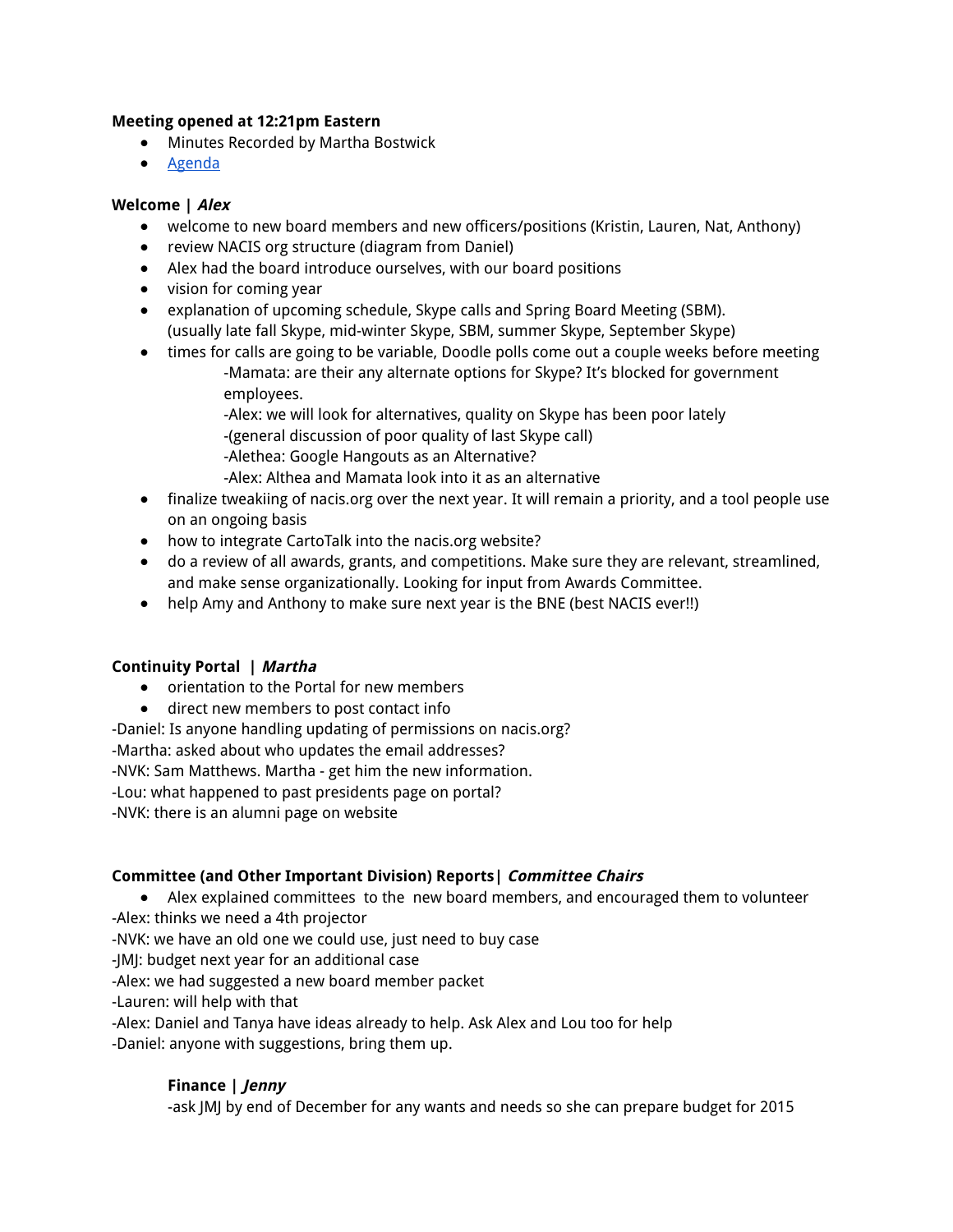**Meeting opened at 12:21pm Eastern**

- Minutes Recorded by Martha Bostwick
- [Agenda](#)

**Welcome | *Alex***

- welcome to new board members and new officers/positions (Kristin, Lauren, Nat, Anthony)
- review NACIS org structure (diagram from Daniel)
- Alex had the board introduce ourselves, with our board positions
- vision for coming year
- explanation of upcoming schedule, Skype calls and Spring Board Meeting (SBM). (usually late fall Skype, mid-winter Skype, SBM, summer Skype, September Skype)
- times for calls are going to be variable, Doodle polls come out a couple weeks before meeting
  - -Mamata: are their any alternate options for Skype? It's blocked for government employees.
  - -Alex: we will look for alternatives, quality on Skype has been poor lately
  - -(general discussion of poor quality of last Skype call)
  - -Alethea: Google Hangouts as an Alternative?
  - -Alex: Althea and Mamata look into it as an alternative
- finalize tweakiing of nacis.org over the next year. It will remain a priority, and a tool people use on an ongoing basis
- how to integrate CartoTalk into the nacis.org website?
- do a review of all awards, grants, and competitions. Make sure they are relevant, streamlined, and make sense organizationally. Looking for input from Awards Committee.
- help Amy and Anthony to make sure next year is the BNE (best NACIS ever!!)

**Continuity Portal | *Martha***

- orientation to the Portal for new members
- direct new members to post contact info

-Daniel: Is anyone handling updating of permissions on nacis.org?
-Martha: asked about who updates the email addresses?
-NVK: Sam Matthews. Martha - get him the new information.
-Lou: what happened to past presidents page on portal?
-NVK: there is an alumni page on website

**Committee (and Other Important Division) Reports| *Committee Chairs***

- Alex explained committees to the new board members, and encouraged them to volunteer

-Alex: thinks we need a 4th projector
-NVK: we have an old one we could use, just need to buy case
-JMJ: budget next year for an additional case
-Alex: we had suggested a new board member packet
-Lauren: will help with that
-Alex: Daniel and Tanya have ideas already to help. Ask Alex and Lou too for help
-Daniel: anyone with suggestions, bring them up.

**Finance | *Jenny***

-ask JMJ by end of December for any wants and needs so she can prepare budget for 2015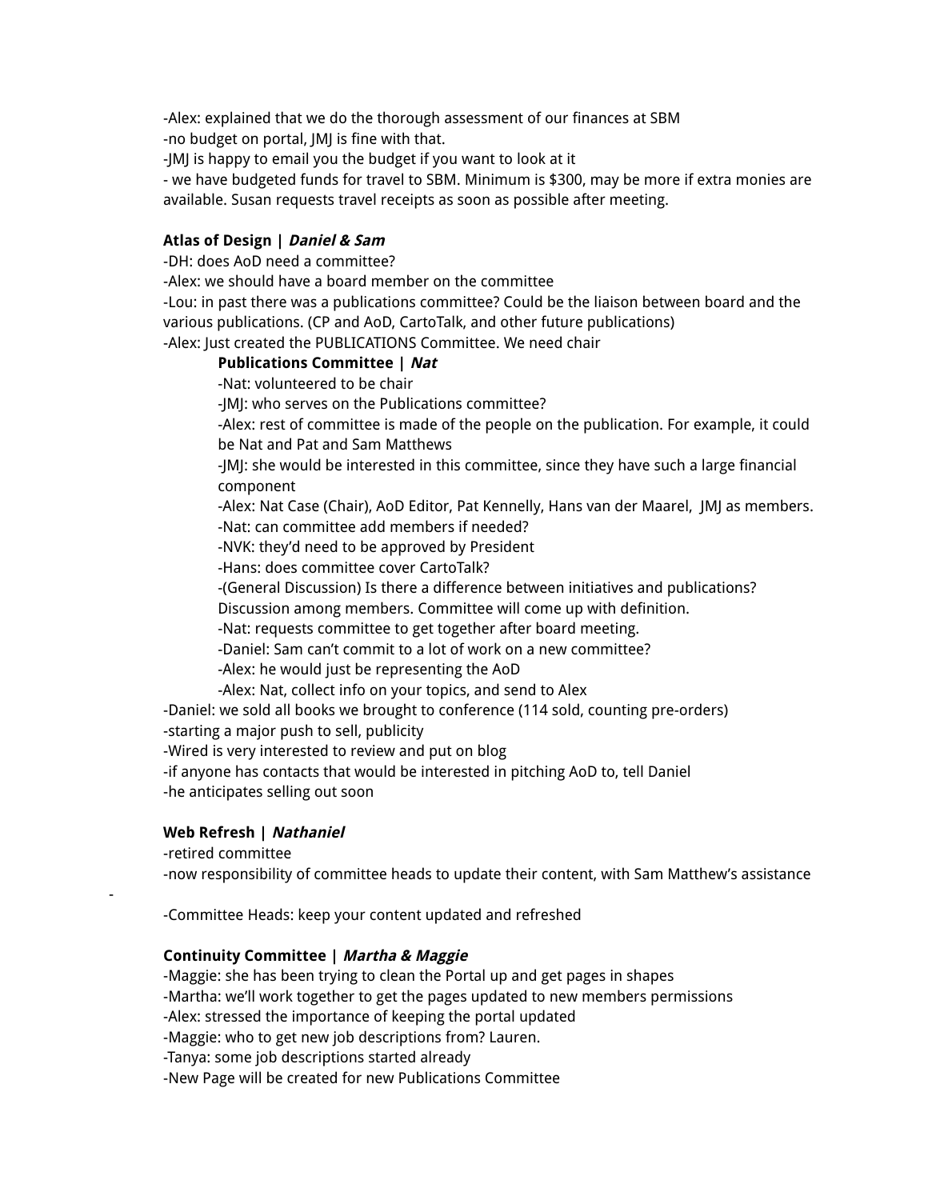-Alex: explained that we do the thorough assessment of our finances at SBM
-no budget on portal, JMJ is fine with that.
-JMJ is happy to email you the budget if you want to look at it
- we have budgeted funds for travel to SBM. Minimum is $300, may be more if extra monies are available. Susan requests travel receipts as soon as possible after meeting.

**Atlas of Design |** ***Daniel & Sam***
-DH: does AoD need a committee?
-Alex: we should have a board member on the committee
-Lou: in past there was a publications committee? Could be the liaison between board and the various publications. (CP and AoD, CartoTalk, and other future publications)
-Alex: Just created the PUBLICATIONS Committee. We need chair

> **Publications Committee |** ***Nat***
> -Nat: volunteered to be chair
> -JMJ: who serves on the Publications committee?
> -Alex: rest of committee is made of the people on the publication. For example, it could be Nat and Pat and Sam Matthews
> -JMJ: she would be interested in this committee, since they have such a large financial component
> -Alex: Nat Case (Chair), AoD Editor, Pat Kennelly, Hans van der Maarel, JMJ as members.
> -Nat: can committee add members if needed?
> -NVK: they'd need to be approved by President
> -Hans: does committee cover CartoTalk?
> -(General Discussion) Is there a difference between initiatives and publications? Discussion among members. Committee will come up with definition.
> -Nat: requests committee to get together after board meeting.
> -Daniel: Sam can't commit to a lot of work on a new committee?
> -Alex: he would just be representing the AoD
> -Alex: Nat, collect info on your topics, and send to Alex

-Daniel: we sold all books we brought to conference (114 sold, counting pre-orders)
-starting a major push to sell, publicity
-Wired is very interested to review and put on blog
-if anyone has contacts that would be interested in pitching AoD to, tell Daniel
-he anticipates selling out soon

**Web Refresh |** ***Nathaniel***
-retired committee
-now responsibility of committee heads to update their content, with Sam Matthew's assistance

-

-Committee Heads: keep your content updated and refreshed

**Continuity Committee |** ***Martha & Maggie***
-Maggie: she has been trying to clean the Portal up and get pages in shapes
-Martha: we'll work together to get the pages updated to new members permissions
-Alex: stressed the importance of keeping the portal updated
-Maggie: who to get new job descriptions from? Lauren.
-Tanya: some job descriptions started already
-New Page will be created for new Publications Committee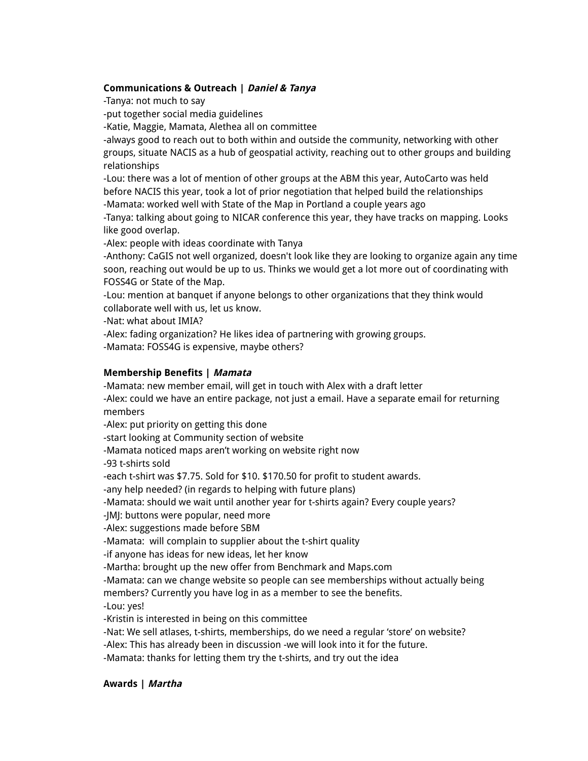**Communications & Outreach | *Daniel & Tanya***

-Tanya: not much to say
-put together social media guidelines
-Katie, Maggie, Mamata, Alethea all on committee
-always good to reach out to both within and outside the community, networking with other groups, situate NACIS as a hub of geospatial activity, reaching out to other groups and building relationships
-Lou: there was a lot of mention of other groups at the ABM this year, AutoCarto was held before NACIS this year, took a lot of prior negotiation that helped build the relationships
-Mamata: worked well with State of the Map in Portland a couple years ago
-Tanya: talking about going to NICAR conference this year, they have tracks on mapping. Looks like good overlap.
-Alex: people with ideas coordinate with Tanya
-Anthony: CaGIS not well organized, doesn't look like they are looking to organize again any time soon, reaching out would be up to us. Thinks we would get a lot more out of coordinating with FOSS4G or State of the Map.
-Lou: mention at banquet if anyone belongs to other organizations that they think would collaborate well with us, let us know.
-Nat: what about IMIA?
-Alex: fading organization? He likes idea of partnering with growing groups.
-Mamata: FOSS4G is expensive, maybe others?

**Membership Benefits | *Mamata***

-Mamata: new member email, will get in touch with Alex with a draft letter
-Alex: could we have an entire package, not just a email. Have a separate email for returning members
-Alex: put priority on getting this done
-start looking at Community section of website
-Mamata noticed maps aren't working on website right now
-93 t-shirts sold
-each t-shirt was $7.75. Sold for $10. $170.50 for profit to student awards.
-any help needed? (in regards to helping with future plans)
-Mamata: should we wait until another year for t-shirts again? Every couple years?
-JMJ: buttons were popular, need more
-Alex: suggestions made before SBM
-Mamata: will complain to supplier about the t-shirt quality
-if anyone has ideas for new ideas, let her know
-Martha: brought up the new offer from Benchmark and Maps.com
-Mamata: can we change website so people can see memberships without actually being members? Currently you have log in as a member to see the benefits.
-Lou: yes!
-Kristin is interested in being on this committee
-Nat: We sell atlases, t-shirts, memberships, do we need a regular 'store' on website?
-Alex: This has already been in discussion -we will look into it for the future.
-Mamata: thanks for letting them try the t-shirts, and try out the idea

**Awards | *Martha***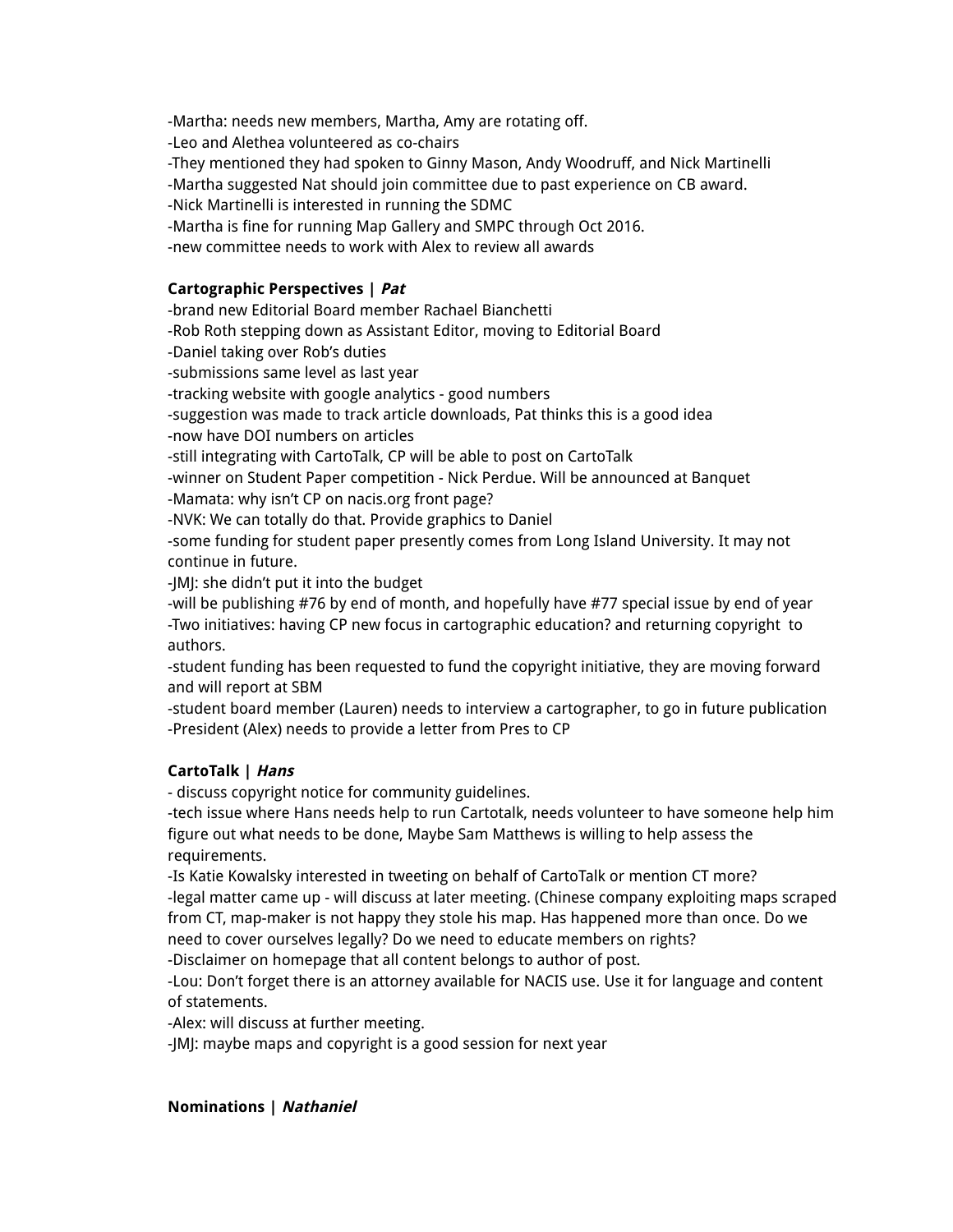-Martha: needs new members, Martha, Amy are rotating off.
-Leo and Alethea volunteered as co-chairs
-They mentioned they had spoken to Ginny Mason, Andy Woodruff, and Nick Martinelli
-Martha suggested Nat should join committee due to past experience on CB award.
-Nick Martinelli is interested in running the SDMC
-Martha is fine for running Map Gallery and SMPC through Oct 2016.
-new committee needs to work with Alex to review all awards

**Cartographic Perspectives | *Pat***
-brand new Editorial Board member Rachael Bianchetti
-Rob Roth stepping down as Assistant Editor, moving to Editorial Board
-Daniel taking over Rob's duties
-submissions same level as last year
-tracking website with google analytics - good numbers
-suggestion was made to track article downloads, Pat thinks this is a good idea
-now have DOI numbers on articles
-still integrating with CartoTalk, CP will be able to post on CartoTalk
-winner on Student Paper competition - Nick Perdue. Will be announced at Banquet
-Mamata: why isn't CP on nacis.org front page?
-NVK: We can totally do that. Provide graphics to Daniel
-some funding for student paper presently comes from Long Island University. It may not continue in future.
-JMJ: she didn't put it into the budget
-will be publishing #76 by end of month, and hopefully have #77 special issue by end of year
-Two initiatives: having CP new focus in cartographic education? and returning copyright to authors.
-student funding has been requested to fund the copyright initiative, they are moving forward and will report at SBM
-student board member (Lauren) needs to interview a cartographer, to go in future publication
-President (Alex) needs to provide a letter from Pres to CP

**CartoTalk | *Hans***
- discuss copyright notice for community guidelines.
-tech issue where Hans needs help to run Cartotalk, needs volunteer to have someone help him figure out what needs to be done, Maybe Sam Matthews is willing to help assess the requirements.
-Is Katie Kowalsky interested in tweeting on behalf of CartoTalk or mention CT more?
-legal matter came up - will discuss at later meeting. (Chinese company exploiting maps scraped from CT, map-maker is not happy they stole his map. Has happened more than once. Do we need to cover ourselves legally? Do we need to educate members on rights?
-Disclaimer on homepage that all content belongs to author of post.
-Lou: Don't forget there is an attorney available for NACIS use. Use it for language and content of statements.
-Alex: will discuss at further meeting.
-JMJ: maybe maps and copyright is a good session for next year

**Nominations | *Nathaniel***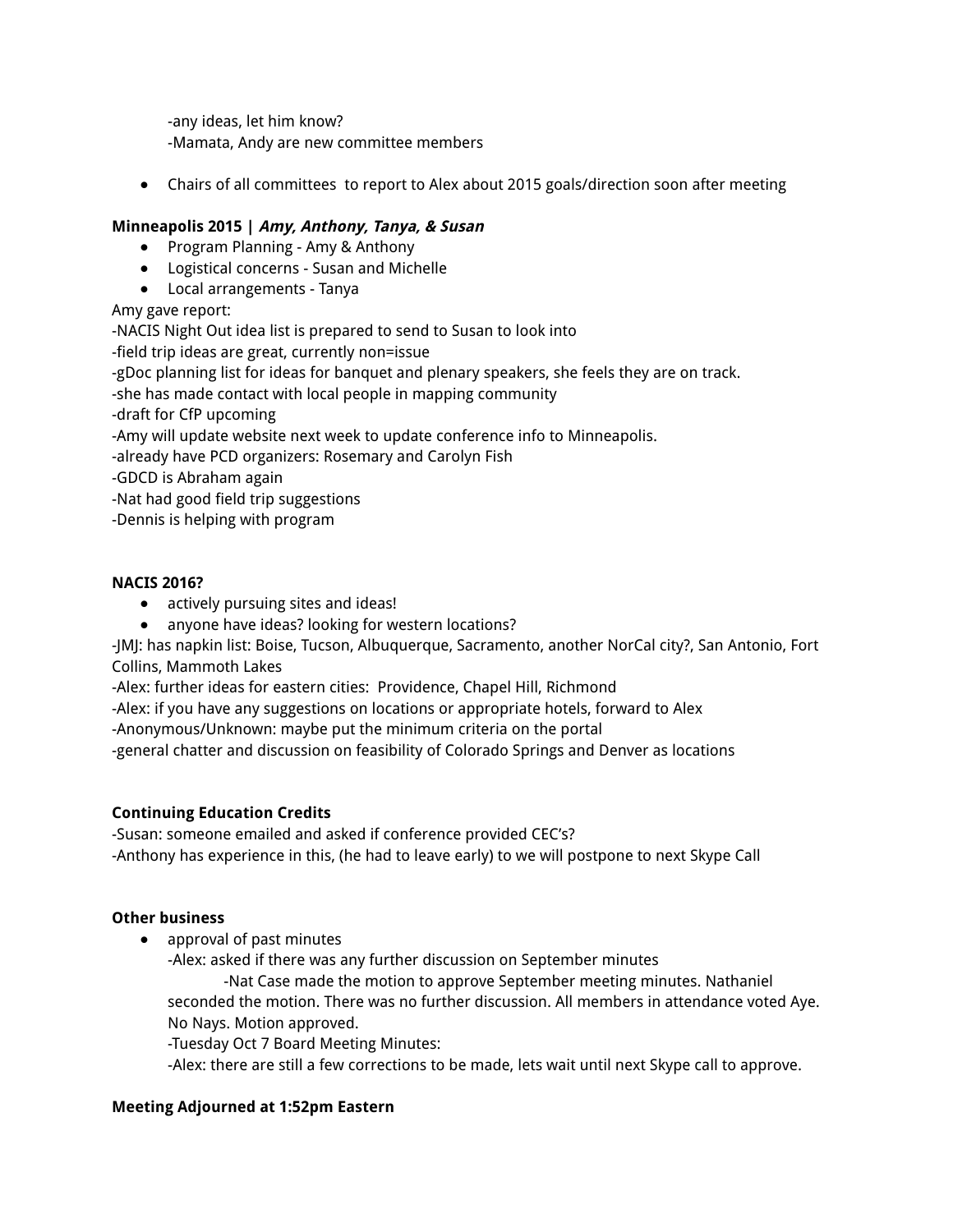-any ideas, let him know?
 -Mamata, Andy are new committee members

- Chairs of all committees to report to Alex about 2015 goals/direction soon after meeting

**Minneapolis 2015 | *Amy, Anthony, Tanya, & Susan***

- Program Planning - Amy & Anthony
- Logistical concerns - Susan and Michelle
- Local arrangements - Tanya

Amy gave report:
-NACIS Night Out idea list is prepared to send to Susan to look into
-field trip ideas are great, currently non=issue
-gDoc planning list for ideas for banquet and plenary speakers, she feels they are on track.
-she has made contact with local people in mapping community
-draft for CfP upcoming
-Amy will update website next week to update conference info to Minneapolis.
-already have PCD organizers: Rosemary and Carolyn Fish
-GDCD is Abraham again
-Nat had good field trip suggestions
-Dennis is helping with program

**NACIS 2016?**

- actively pursuing sites and ideas!
- anyone have ideas? looking for western locations?

-JMJ: has napkin list: Boise, Tucson, Albuquerque, Sacramento, another NorCal city?, San Antonio, Fort Collins, Mammoth Lakes
-Alex: further ideas for eastern cities: Providence, Chapel Hill, Richmond
-Alex: if you have any suggestions on locations or appropriate hotels, forward to Alex
-Anonymous/Unknown: maybe put the minimum criteria on the portal
-general chatter and discussion on feasibility of Colorado Springs and Denver as locations

**Continuing Education Credits**

-Susan: someone emailed and asked if conference provided CEC's?
-Anthony has experience in this, (he had to leave early) to we will postpone to next Skype Call

**Other business**

- approval of past minutes
 -Alex: asked if there was any further discussion on September minutes
 -Nat Case made the motion to approve September meeting minutes. Nathaniel seconded the motion. There was no further discussion. All members in attendance voted Aye. No Nays. Motion approved.
 -Tuesday Oct 7 Board Meeting Minutes:
 -Alex: there are still a few corrections to be made, lets wait until next Skype call to approve.

**Meeting Adjourned at 1:52pm Eastern**